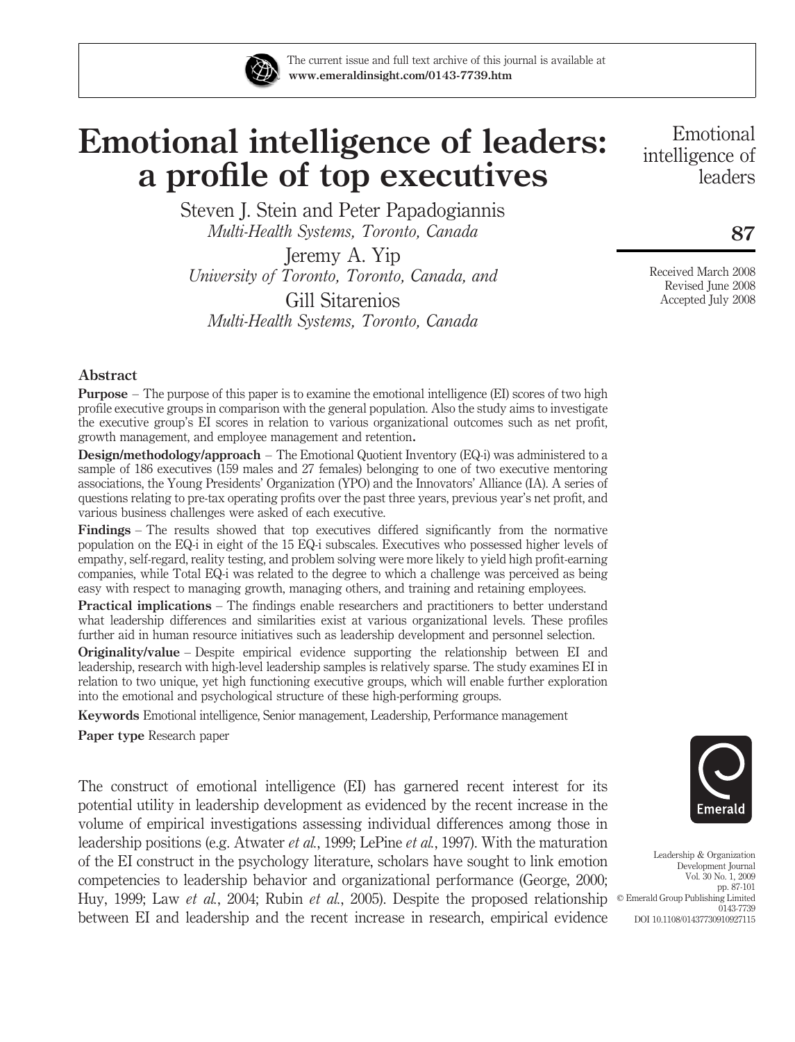The current issue and full text archive of this journal is available at **www.emeraldinsight.com/0143-7739.htm**

# Emotional intelligence of leaders: a profile of top executives

Steven J. Stein and Peter Papadogiannis
*Multi-Health Systems, Toronto, Canada*

Jeremy A. Yip
*University of Toronto, Toronto, Canada, and*

Gill Sitarenios
*Multi-Health Systems, Toronto, Canada*

Received March 2008
Revised June 2008
Accepted July 2008

## Abstract

**Purpose** – The purpose of this paper is to examine the emotional intelligence (EI) scores of two high profile executive groups in comparison with the general population. Also the study aims to investigate the executive group's EI scores in relation to various organizational outcomes such as net profit, growth management, and employee management and retention.

**Design/methodology/approach** – The Emotional Quotient Inventory (EQ-i) was administered to a sample of 186 executives (159 males and 27 females) belonging to one of two executive mentoring associations, the Young Presidents' Organization (YPO) and the Innovators' Alliance (IA). A series of questions relating to pre-tax operating profits over the past three years, previous year's net profit, and various business challenges were asked of each executive.

**Findings** – The results showed that top executives differed significantly from the normative population on the EQ-i in eight of the 15 EQ-i subscales. Executives who possessed higher levels of empathy, self-regard, reality testing, and problem solving were more likely to yield high profit-earning companies, while Total EQ-i was related to the degree to which a challenge was perceived as being easy with respect to managing growth, managing others, and training and retaining employees.

**Practical implications** – The findings enable researchers and practitioners to better understand what leadership differences and similarities exist at various organizational levels. These profiles further aid in human resource initiatives such as leadership development and personnel selection.

**Originality/value** – Despite empirical evidence supporting the relationship between EI and leadership, research with high-level leadership samples is relatively sparse. The study examines EI in relation to two unique, yet high functioning executive groups, which will enable further exploration into the emotional and psychological structure of these high-performing groups.

**Keywords** Emotional intelligence, Senior management, Leadership, Performance management

**Paper type** Research paper

The construct of emotional intelligence (EI) has garnered recent interest for its potential utility in leadership development as evidenced by the recent increase in the volume of empirical investigations assessing individual differences among those in leadership positions (e.g. Atwater *et al.*, 1999; LePine *et al.*, 1997). With the maturation of the EI construct in the psychology literature, scholars have sought to link emotion competencies to leadership behavior and organizational performance (George, 2000; Huy, 1999; Law *et al.*, 2004; Rubin *et al.*, 2005). Despite the proposed relationship between EI and leadership and the recent increase in research, empirical evidence

Leadership & Organization Development Journal
Vol. 30 No. 1, 2009
pp. 87-101
© Emerald Group Publishing Limited
0143-7739
DOI 10.1108/01437730910927115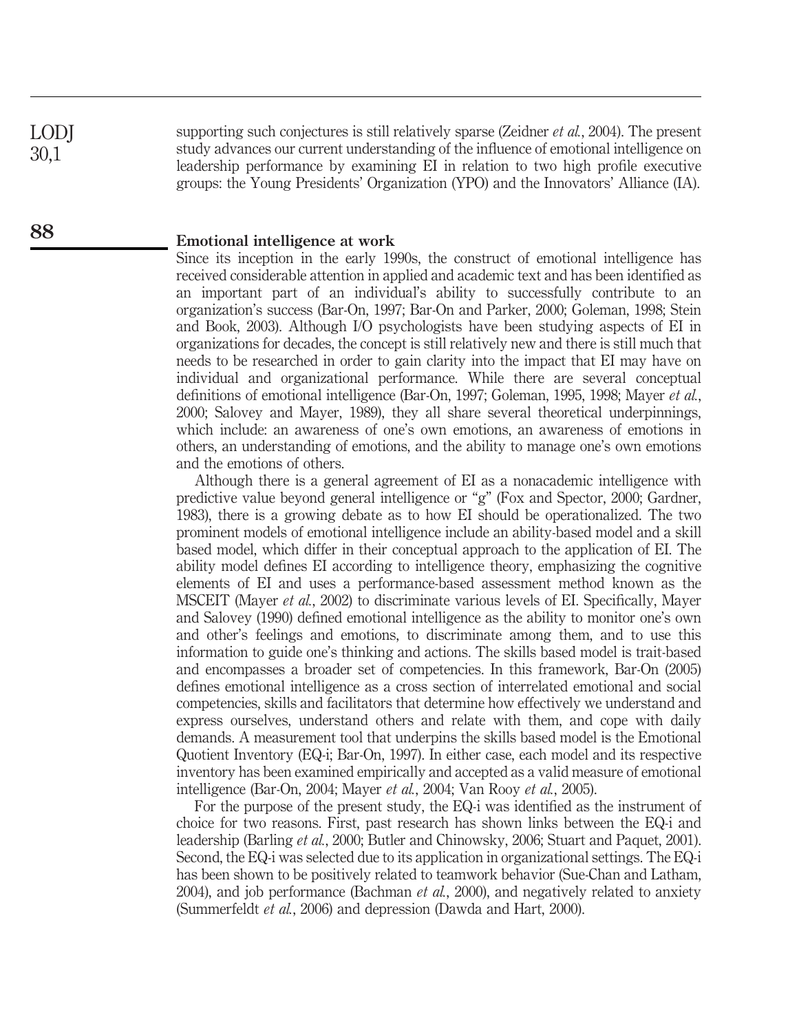supporting such conjectures is still relatively sparse (Zeidner *et al.*, 2004). The present study advances our current understanding of the influence of emotional intelligence on leadership performance by examining EI in relation to two high profile executive groups: the Young Presidents' Organization (YPO) and the Innovators' Alliance (IA).

## Emotional intelligence at work

Since its inception in the early 1990s, the construct of emotional intelligence has received considerable attention in applied and academic text and has been identified as an important part of an individual's ability to successfully contribute to an organization's success (Bar-On, 1997; Bar-On and Parker, 2000; Goleman, 1998; Stein and Book, 2003). Although I/O psychologists have been studying aspects of EI in organizations for decades, the concept is still relatively new and there is still much that needs to be researched in order to gain clarity into the impact that EI may have on individual and organizational performance. While there are several conceptual definitions of emotional intelligence (Bar-On, 1997; Goleman, 1995, 1998; Mayer *et al.*, 2000; Salovey and Mayer, 1989), they all share several theoretical underpinnings, which include: an awareness of one's own emotions, an awareness of emotions in others, an understanding of emotions, and the ability to manage one's own emotions and the emotions of others.

Although there is a general agreement of EI as a nonacademic intelligence with predictive value beyond general intelligence or "g" (Fox and Spector, 2000; Gardner, 1983), there is a growing debate as to how EI should be operationalized. The two prominent models of emotional intelligence include an ability-based model and a skill based model, which differ in their conceptual approach to the application of EI. The ability model defines EI according to intelligence theory, emphasizing the cognitive elements of EI and uses a performance-based assessment method known as the MSCEIT (Mayer *et al.*, 2002) to discriminate various levels of EI. Specifically, Mayer and Salovey (1990) defined emotional intelligence as the ability to monitor one's own and other's feelings and emotions, to discriminate among them, and to use this information to guide one's thinking and actions. The skills based model is trait-based and encompasses a broader set of competencies. In this framework, Bar-On (2005) defines emotional intelligence as a cross section of interrelated emotional and social competencies, skills and facilitators that determine how effectively we understand and express ourselves, understand others and relate with them, and cope with daily demands. A measurement tool that underpins the skills based model is the Emotional Quotient Inventory (EQ-i; Bar-On, 1997). In either case, each model and its respective inventory has been examined empirically and accepted as a valid measure of emotional intelligence (Bar-On, 2004; Mayer *et al.*, 2004; Van Rooy *et al.*, 2005).

For the purpose of the present study, the EQ-i was identified as the instrument of choice for two reasons. First, past research has shown links between the EQ-i and leadership (Barling *et al.*, 2000; Butler and Chinowsky, 2006; Stuart and Paquet, 2001). Second, the EQ-i was selected due to its application in organizational settings. The EQ-i has been shown to be positively related to teamwork behavior (Sue-Chan and Latham, 2004), and job performance (Bachman *et al.*, 2000), and negatively related to anxiety (Summerfeldt *et al.*, 2006) and depression (Dawda and Hart, 2000).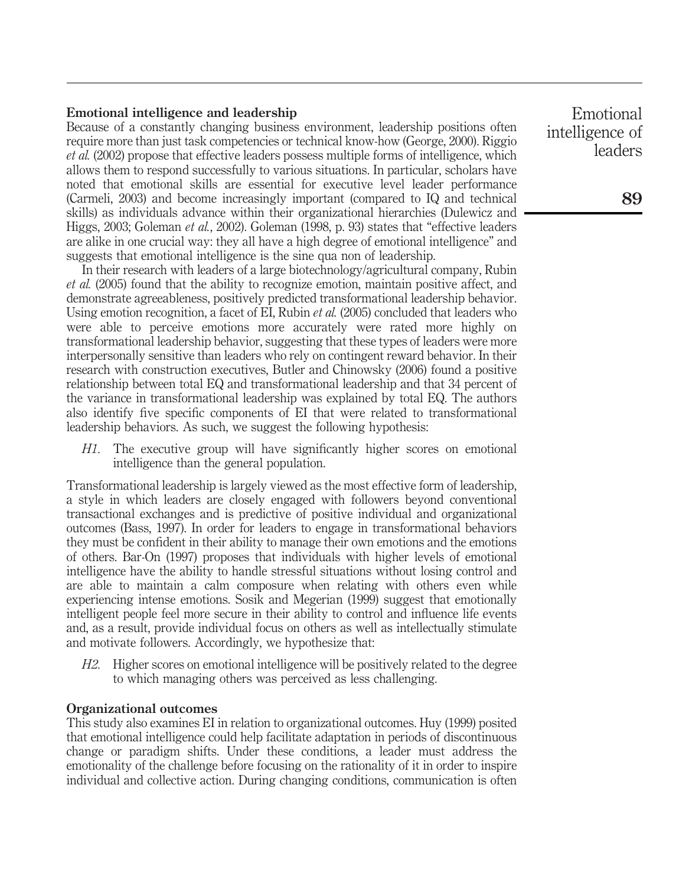### Emotional intelligence and leadership

Because of a constantly changing business environment, leadership positions often require more than just task competencies or technical know-how (George, 2000). Riggio *et al.* (2002) propose that effective leaders possess multiple forms of intelligence, which allows them to respond successfully to various situations. In particular, scholars have noted that emotional skills are essential for executive level leader performance (Carmeli, 2003) and become increasingly important (compared to IQ and technical skills) as individuals advance within their organizational hierarchies (Dulewicz and Higgs, 2003; Goleman *et al.*, 2002). Goleman (1998, p. 93) states that "effective leaders are alike in one crucial way: they all have a high degree of emotional intelligence" and suggests that emotional intelligence is the sine qua non of leadership.

In their research with leaders of a large biotechnology/agricultural company, Rubin *et al.* (2005) found that the ability to recognize emotion, maintain positive affect, and demonstrate agreeableness, positively predicted transformational leadership behavior. Using emotion recognition, a facet of EI, Rubin *et al.* (2005) concluded that leaders who were able to perceive emotions more accurately were rated more highly on transformational leadership behavior, suggesting that these types of leaders were more interpersonally sensitive than leaders who rely on contingent reward behavior. In their research with construction executives, Butler and Chinowsky (2006) found a positive relationship between total EQ and transformational leadership and that 34 percent of the variance in transformational leadership was explained by total EQ. The authors also identify five specific components of EI that were related to transformational leadership behaviors. As such, we suggest the following hypothesis:

*H1*. The executive group will have significantly higher scores on emotional intelligence than the general population.

Transformational leadership is largely viewed as the most effective form of leadership, a style in which leaders are closely engaged with followers beyond conventional transactional exchanges and is predictive of positive individual and organizational outcomes (Bass, 1997). In order for leaders to engage in transformational behaviors they must be confident in their ability to manage their own emotions and the emotions of others. Bar-On (1997) proposes that individuals with higher levels of emotional intelligence have the ability to handle stressful situations without losing control and are able to maintain a calm composure when relating with others even while experiencing intense emotions. Sosik and Megerian (1999) suggest that emotionally intelligent people feel more secure in their ability to control and influence life events and, as a result, provide individual focus on others as well as intellectually stimulate and motivate followers. Accordingly, we hypothesize that:

*H2*. Higher scores on emotional intelligence will be positively related to the degree to which managing others was perceived as less challenging.

### Organizational outcomes

This study also examines EI in relation to organizational outcomes. Huy (1999) posited that emotional intelligence could help facilitate adaptation in periods of discontinuous change or paradigm shifts. Under these conditions, a leader must address the emotionality of the challenge before focusing on the rationality of it in order to inspire individual and collective action. During changing conditions, communication is often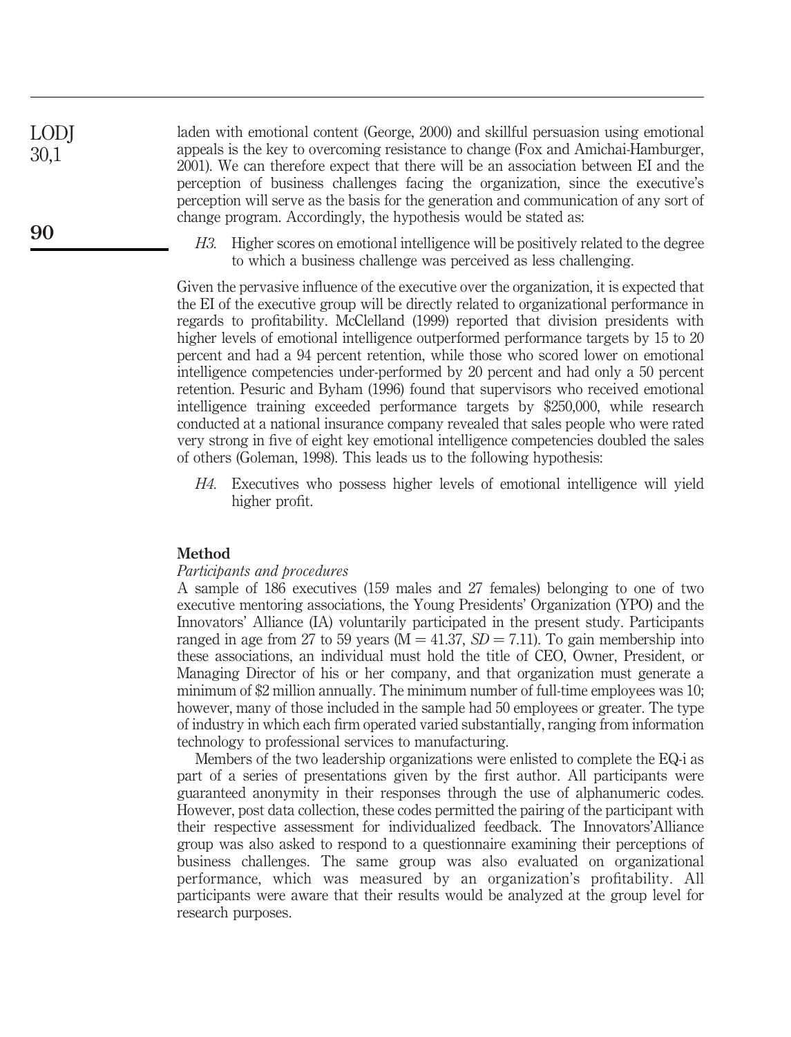laden with emotional content (George, 2000) and skillful persuasion using emotional appeals is the key to overcoming resistance to change (Fox and Amichai-Hamburger, 2001). We can therefore expect that there will be an association between EI and the perception of business challenges facing the organization, since the executive's perception will serve as the basis for the generation and communication of any sort of change program. Accordingly, the hypothesis would be stated as:

> *H3*. Higher scores on emotional intelligence will be positively related to the degree to which a business challenge was perceived as less challenging.

Given the pervasive influence of the executive over the organization, it is expected that the EI of the executive group will be directly related to organizational performance in regards to profitability. McClelland (1999) reported that division presidents with higher levels of emotional intelligence outperformed performance targets by 15 to 20 percent and had a 94 percent retention, while those who scored lower on emotional intelligence competencies under-performed by 20 percent and had only a 50 percent retention. Pesuric and Byham (1996) found that supervisors who received emotional intelligence training exceeded performance targets by $250,000, while research conducted at a national insurance company revealed that sales people who were rated very strong in five of eight key emotional intelligence competencies doubled the sales of others (Goleman, 1998). This leads us to the following hypothesis:

> *H4*. Executives who possess higher levels of emotional intelligence will yield higher profit.

## Method

### *Participants and procedures*

A sample of 186 executives (159 males and 27 females) belonging to one of two executive mentoring associations, the Young Presidents' Organization (YPO) and the Innovators' Alliance (IA) voluntarily participated in the present study. Participants ranged in age from 27 to 59 years ($M = 41.37$, $SD = 7.11$). To gain membership into these associations, an individual must hold the title of CEO, Owner, President, or Managing Director of his or her company, and that organization must generate a minimum of $2 million annually. The minimum number of full-time employees was 10; however, many of those included in the sample had 50 employees or greater. The type of industry in which each firm operated varied substantially, ranging from information technology to professional services to manufacturing.

Members of the two leadership organizations were enlisted to complete the EQ-i as part of a series of presentations given by the first author. All participants were guaranteed anonymity in their responses through the use of alphanumeric codes. However, post data collection, these codes permitted the pairing of the participant with their respective assessment for individualized feedback. The Innovators'Alliance group was also asked to respond to a questionnaire examining their perceptions of business challenges. The same group was also evaluated on organizational performance, which was measured by an organization's profitability. All participants were aware that their results would be analyzed at the group level for research purposes.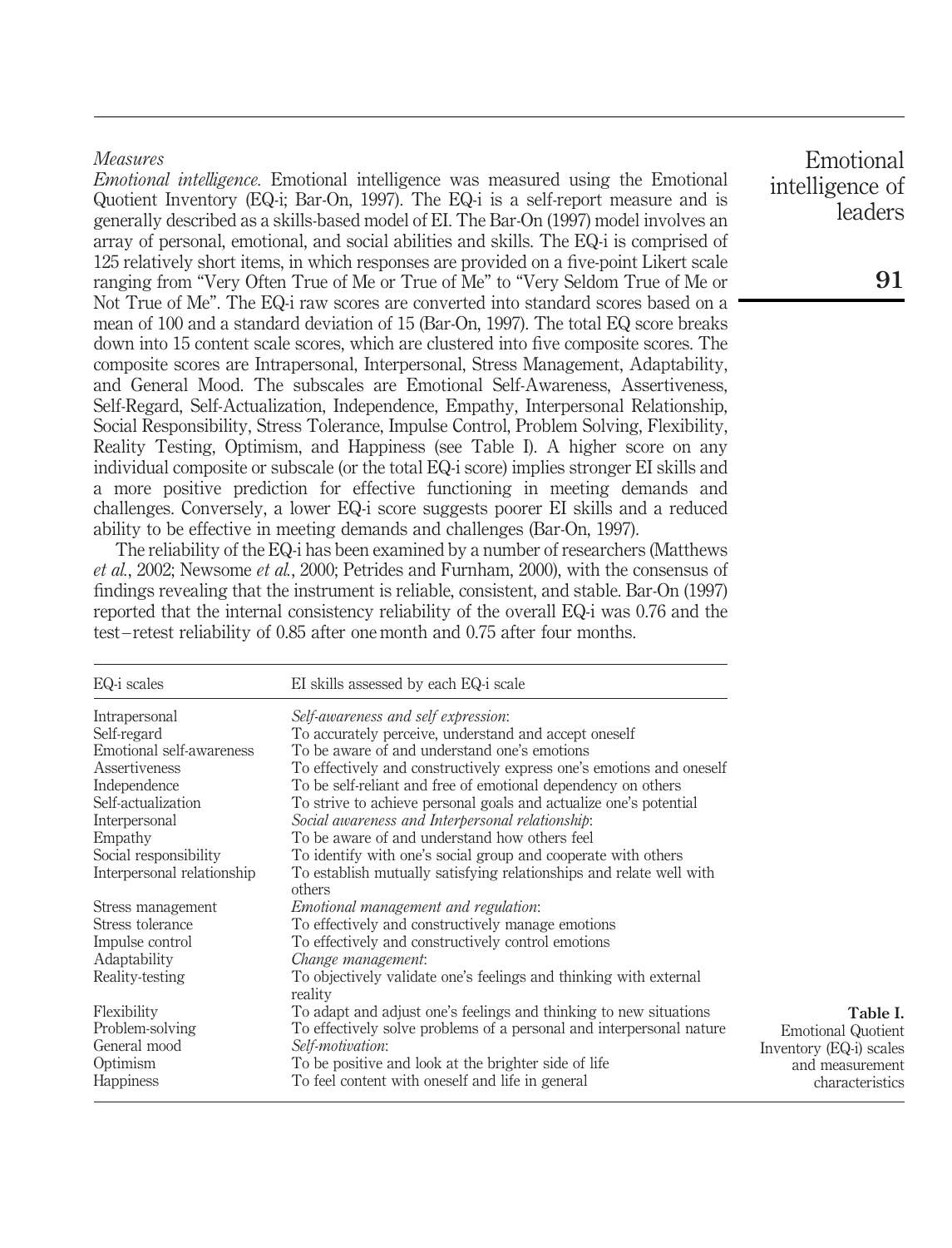### *Measures*

*Emotional intelligence.* Emotional intelligence was measured using the Emotional Quotient Inventory (EQ-i; Bar-On, 1997). The EQ-i is a self-report measure and is generally described as a skills-based model of EI. The Bar-On (1997) model involves an array of personal, emotional, and social abilities and skills. The EQ-i is comprised of 125 relatively short items, in which responses are provided on a five-point Likert scale ranging from "Very Often True of Me or True of Me" to "Very Seldom True of Me or Not True of Me". The EQ-i raw scores are converted into standard scores based on a mean of 100 and a standard deviation of 15 (Bar-On, 1997). The total EQ score breaks down into 15 content scale scores, which are clustered into five composite scores. The composite scores are Intrapersonal, Interpersonal, Stress Management, Adaptability, and General Mood. The subscales are Emotional Self-Awareness, Assertiveness, Self-Regard, Self-Actualization, Independence, Empathy, Interpersonal Relationship, Social Responsibility, Stress Tolerance, Impulse Control, Problem Solving, Flexibility, Reality Testing, Optimism, and Happiness (see Table I). A higher score on any individual composite or subscale (or the total EQ-i score) implies stronger EI skills and a more positive prediction for effective functioning in meeting demands and challenges. Conversely, a lower EQ-i score suggests poorer EI skills and a reduced ability to be effective in meeting demands and challenges (Bar-On, 1997).

The reliability of the EQ-i has been examined by a number of researchers (Matthews *et al.*, 2002; Newsome *et al.*, 2000; Petrides and Furnham, 2000), with the consensus of findings revealing that the instrument is reliable, consistent, and stable. Bar-On (1997) reported that the internal consistency reliability of the overall EQ-i was 0.76 and the test–retest reliability of 0.85 after one month and 0.75 after four months.

| EQ-i scales | EI skills assessed by each EQ-i scale |
|---|---|
| Intrapersonal | *Self-awareness and self expression*: |
| Self-regard | To accurately perceive, understand and accept oneself |
| Emotional self-awareness | To be aware of and understand one's emotions |
| Assertiveness | To effectively and constructively express one's emotions and oneself |
| Independence | To be self-reliant and free of emotional dependency on others |
| Self-actualization | To strive to achieve personal goals and actualize one's potential |
| Interpersonal | *Social awareness and Interpersonal relationship*: |
| Empathy | To be aware of and understand how others feel |
| Social responsibility | To identify with one's social group and cooperate with others |
| Interpersonal relationship | To establish mutually satisfying relationships and relate well with others |
| Stress management | *Emotional management and regulation*: |
| Stress tolerance | To effectively and constructively manage emotions |
| Impulse control | To effectively and constructively control emotions |
| Adaptability | *Change management*: |
| Reality-testing | To objectively validate one's feelings and thinking with external reality |
| Flexibility | To adapt and adjust one's feelings and thinking to new situations |
| Problem-solving | To effectively solve problems of a personal and interpersonal nature |
| General mood | *Self-motivation*: |
| Optimism | To be positive and look at the brighter side of life |
| Happiness | To feel content with oneself and life in general |

**Table I.** Emotional Quotient Inventory (EQ-i) scales and measurement characteristics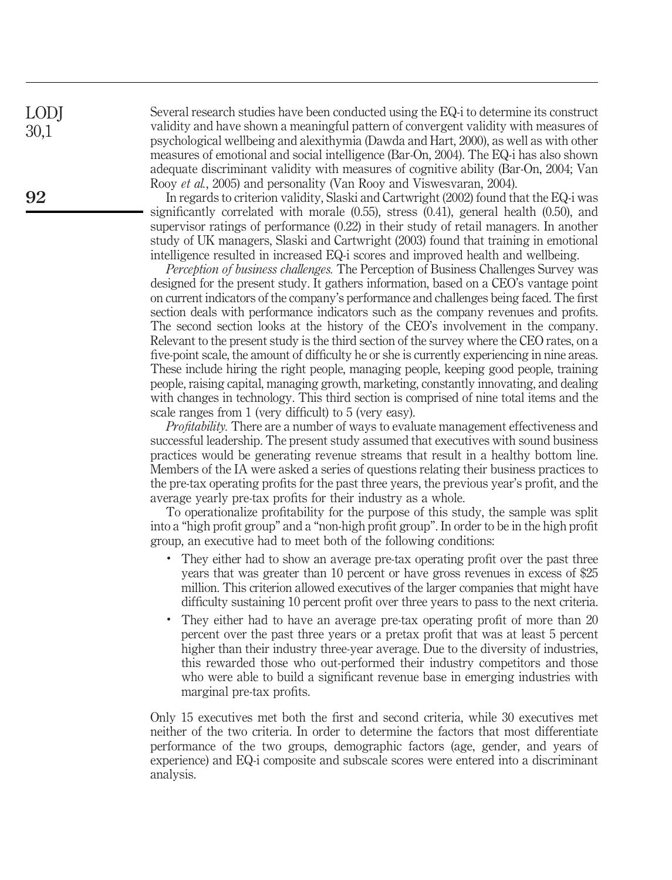Several research studies have been conducted using the EQ-i to determine its construct validity and have shown a meaningful pattern of convergent validity with measures of psychological wellbeing and alexithymia (Dawda and Hart, 2000), as well as with other measures of emotional and social intelligence (Bar-On, 2004). The EQ-i has also shown adequate discriminant validity with measures of cognitive ability (Bar-On, 2004; Van Rooy *et al.*, 2005) and personality (Van Rooy and Viswesvaran, 2004).

In regards to criterion validity, Slaski and Cartwright (2002) found that the EQ-i was significantly correlated with morale (0.55), stress (0.41), general health (0.50), and supervisor ratings of performance (0.22) in their study of retail managers. In another study of UK managers, Slaski and Cartwright (2003) found that training in emotional intelligence resulted in increased EQ-i scores and improved health and wellbeing.

*Perception of business challenges.* The Perception of Business Challenges Survey was designed for the present study. It gathers information, based on a CEO's vantage point on current indicators of the company's performance and challenges being faced. The first section deals with performance indicators such as the company revenues and profits. The second section looks at the history of the CEO's involvement in the company. Relevant to the present study is the third section of the survey where the CEO rates, on a five-point scale, the amount of difficulty he or she is currently experiencing in nine areas. These include hiring the right people, managing people, keeping good people, training people, raising capital, managing growth, marketing, constantly innovating, and dealing with changes in technology. This third section is comprised of nine total items and the scale ranges from 1 (very difficult) to 5 (very easy).

*Profitability.* There are a number of ways to evaluate management effectiveness and successful leadership. The present study assumed that executives with sound business practices would be generating revenue streams that result in a healthy bottom line. Members of the IA were asked a series of questions relating their business practices to the pre-tax operating profits for the past three years, the previous year's profit, and the average yearly pre-tax profits for their industry as a whole.

To operationalize profitability for the purpose of this study, the sample was split into a "high profit group" and a "non-high profit group". In order to be in the high profit group, an executive had to meet both of the following conditions:

- They either had to show an average pre-tax operating profit over the past three years that was greater than 10 percent or have gross revenues in excess of $25 million. This criterion allowed executives of the larger companies that might have difficulty sustaining 10 percent profit over three years to pass to the next criteria.
- They either had to have an average pre-tax operating profit of more than 20 percent over the past three years or a pretax profit that was at least 5 percent higher than their industry three-year average. Due to the diversity of industries, this rewarded those who out-performed their industry competitors and those who were able to build a significant revenue base in emerging industries with marginal pre-tax profits.

Only 15 executives met both the first and second criteria, while 30 executives met neither of the two criteria. In order to determine the factors that most differentiate performance of the two groups, demographic factors (age, gender, and years of experience) and EQ-i composite and subscale scores were entered into a discriminant analysis.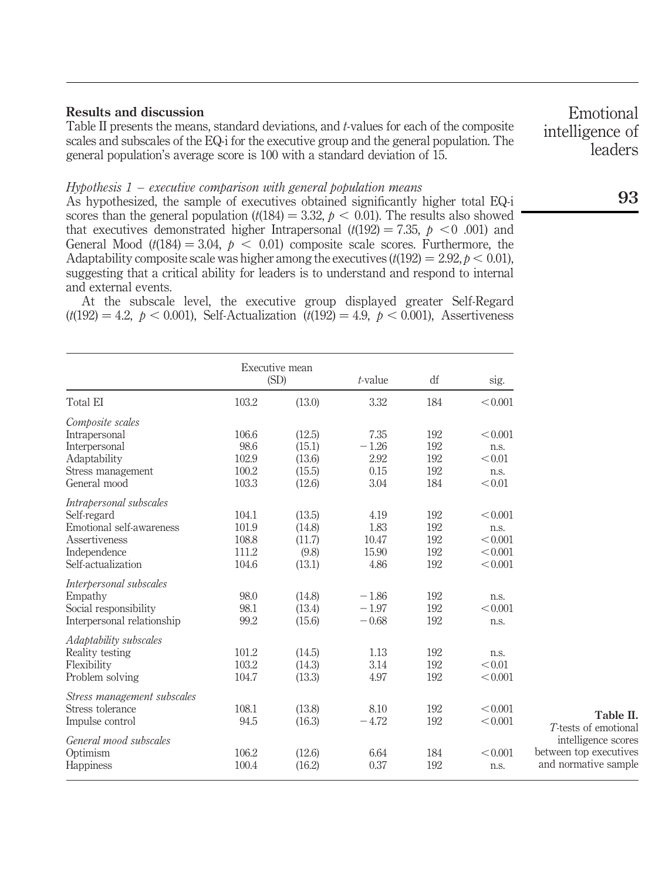## Results and discussion

Table II presents the means, standard deviations, and *t*-values for each of the composite scales and subscales of the EQ-i for the executive group and the general population. The general population's average score is 100 with a standard deviation of 15.

### *Hypothesis 1 – executive comparison with general population means*

As hypothesized, the sample of executives obtained significantly higher total EQ-i scores than the general population ($t(184) = 3.32$, $p < 0.01$). The results also showed that executives demonstrated higher Intrapersonal ($t(192) = 7.35$, $p < 0$ .001) and General Mood ($t(184) = 3.04$, $p < 0.01$) composite scale scores. Furthermore, the Adaptability composite scale was higher among the executives ($t(192) = 2.92$, $p < 0.01$), suggesting that a critical ability for leaders is to understand and respond to internal and external events.

At the subscale level, the executive group displayed greater Self-Regard ($t(192) = 4.2$, $p < 0.001$), Self-Actualization ($t(192) = 4.9$, $p < 0.001$), Assertiveness

| | Executive mean (SD) | | *t*-value | df | sig. |
|---|---|---|---|---|---|
| Total EI | 103.2 | (13.0) | 3.32 | 184 | < 0.001 |
| *Composite scales* | | | | | |
| Intrapersonal | 106.6 | (12.5) | 7.35 | 192 | < 0.001 |
| Interpersonal | 98.6 | (15.1) | −1.26 | 192 | n.s. |
| Adaptability | 102.9 | (13.6) | 2.92 | 192 | < 0.01 |
| Stress management | 100.2 | (15.5) | 0.15 | 192 | n.s. |
| General mood | 103.3 | (12.6) | 3.04 | 184 | < 0.01 |
| *Intrapersonal subscales* | | | | | |
| Self-regard | 104.1 | (13.5) | 4.19 | 192 | < 0.001 |
| Emotional self-awareness | 101.9 | (14.8) | 1.83 | 192 | n.s. |
| Assertiveness | 108.8 | (11.7) | 10.47 | 192 | < 0.001 |
| Independence | 111.2 | (9.8) | 15.90 | 192 | < 0.001 |
| Self-actualization | 104.6 | (13.1) | 4.86 | 192 | < 0.001 |
| *Interpersonal subscales* | | | | | |
| Empathy | 98.0 | (14.8) | −1.86 | 192 | n.s. |
| Social responsibility | 98.1 | (13.4) | −1.97 | 192 | < 0.001 |
| Interpersonal relationship | 99.2 | (15.6) | −0.68 | 192 | n.s. |
| *Adaptability subscales* | | | | | |
| Reality testing | 101.2 | (14.5) | 1.13 | 192 | n.s. |
| Flexibility | 103.2 | (14.3) | 3.14 | 192 | < 0.01 |
| Problem solving | 104.7 | (13.3) | 4.97 | 192 | < 0.001 |
| *Stress management subscales* | | | | | |
| Stress tolerance | 108.1 | (13.8) | 8.10 | 192 | < 0.001 |
| Impulse control | 94.5 | (16.3) | −4.72 | 192 | < 0.001 |
| *General mood subscales* | | | | | |
| Optimism | 106.2 | (12.6) | 6.64 | 184 | < 0.001 |
| Happiness | 100.4 | (16.2) | 0.37 | 192 | n.s. |

**Table II.** *T*-tests of emotional intelligence scores between top executives and normative sample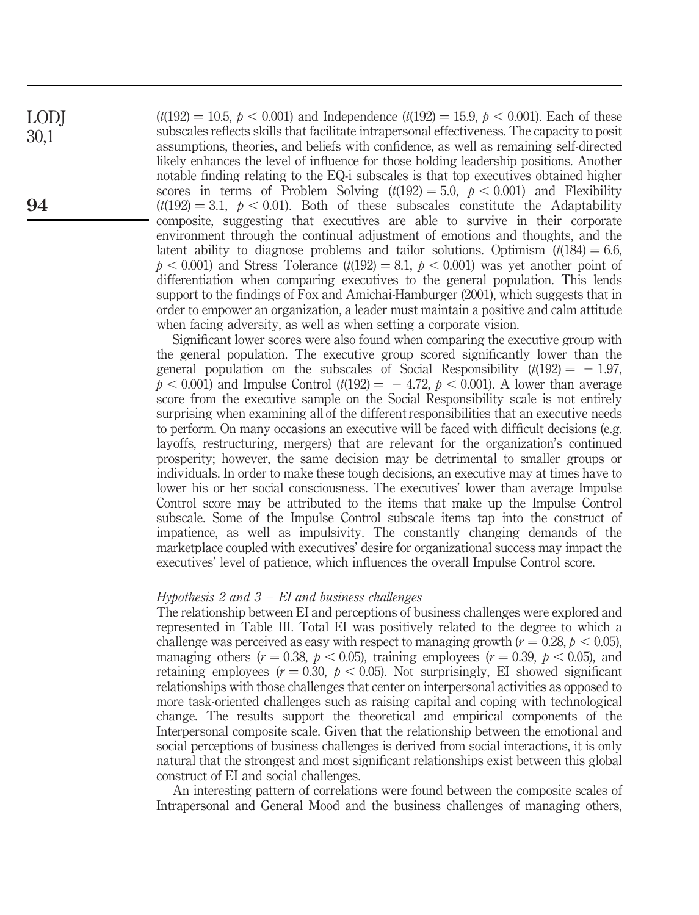($t(192) = 10.5$, $p < 0.001$) and Independence ($t(192) = 15.9$, $p < 0.001$). Each of these subscales reflects skills that facilitate intrapersonal effectiveness. The capacity to posit assumptions, theories, and beliefs with confidence, as well as remaining self-directed likely enhances the level of influence for those holding leadership positions. Another notable finding relating to the EQ-i subscales is that top executives obtained higher scores in terms of Problem Solving ($t(192) = 5.0$, $p < 0.001$) and Flexibility ($t(192) = 3.1$, $p < 0.01$). Both of these subscales constitute the Adaptability composite, suggesting that executives are able to survive in their corporate environment through the continual adjustment of emotions and thoughts, and the latent ability to diagnose problems and tailor solutions. Optimism ($t(184) = 6.6$, $p < 0.001$) and Stress Tolerance ($t(192) = 8.1$, $p < 0.001$) was yet another point of differentiation when comparing executives to the general population. This lends support to the findings of Fox and Amichai-Hamburger (2001), which suggests that in order to empower an organization, a leader must maintain a positive and calm attitude when facing adversity, as well as when setting a corporate vision.

Significant lower scores were also found when comparing the executive group with the general population. The executive group scored significantly lower than the general population on the subscales of Social Responsibility ($t(192) = -1.97$, $p < 0.001$) and Impulse Control ($t(192) = -4.72$, $p < 0.001$). A lower than average score from the executive sample on the Social Responsibility scale is not entirely surprising when examining all of the different responsibilities that an executive needs to perform. On many occasions an executive will be faced with difficult decisions (e.g. layoffs, restructuring, mergers) that are relevant for the organization's continued prosperity; however, the same decision may be detrimental to smaller groups or individuals. In order to make these tough decisions, an executive may at times have to lower his or her social consciousness. The executives' lower than average Impulse Control score may be attributed to the items that make up the Impulse Control subscale. Some of the Impulse Control subscale items tap into the construct of impatience, as well as impulsivity. The constantly changing demands of the marketplace coupled with executives' desire for organizational success may impact the executives' level of patience, which influences the overall Impulse Control score.

### *Hypothesis 2 and 3 – EI and business challenges*

The relationship between EI and perceptions of business challenges were explored and represented in Table III. Total EI was positively related to the degree to which a challenge was perceived as easy with respect to managing growth ($r = 0.28$, $p < 0.05$), managing others ($r = 0.38$, $p < 0.05$), training employees ($r = 0.39$, $p < 0.05$), and retaining employees ($r = 0.30$, $p < 0.05$). Not surprisingly, EI showed significant relationships with those challenges that center on interpersonal activities as opposed to more task-oriented challenges such as raising capital and coping with technological change. The results support the theoretical and empirical components of the Interpersonal composite scale. Given that the relationship between the emotional and social perceptions of business challenges is derived from social interactions, it is only natural that the strongest and most significant relationships exist between this global construct of EI and social challenges.

An interesting pattern of correlations were found between the composite scales of Intrapersonal and General Mood and the business challenges of managing others,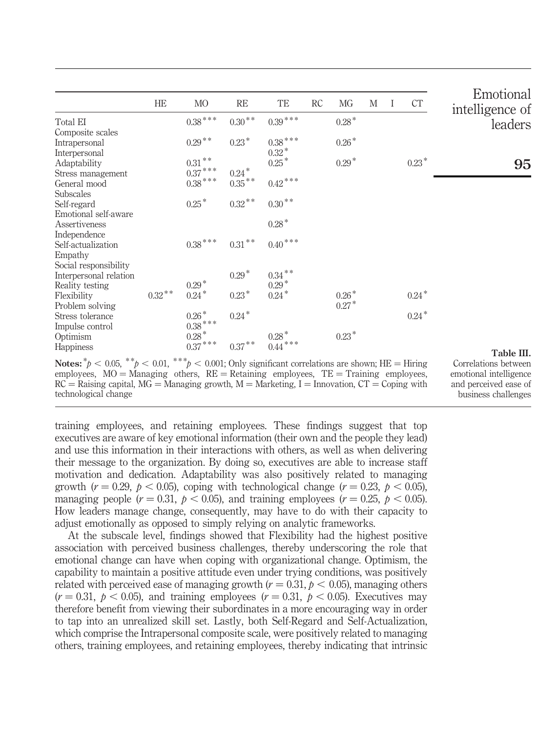Table III. Correlations between emotional intelligence and perceived ease of business challenges

| | HE | MO | RE | TE | RC | MG | M | I | CT |
|---|---|---|---|---|---|---|---|---|---|
| Total EI | | 0.38*** | 0.30** | 0.39*** | | 0.28* | | | |
| Composite scales | | | | | | | | | |
| Intrapersonal | | 0.29** | 0.23* | 0.38*** | | 0.26* | | | |
| Interpersonal | | | | 0.32* | | | | | |
| Adaptability | | 0.31** | | 0.25* | | 0.29* | | | 0.23* |
| Stress management | | 0.37*** | 0.24* | | | | | | |
| General mood | | 0.38*** | 0.35** | 0.42*** | | | | | |
| Subscales | | | | | | | | | |
| Self-regard | | 0.25* | 0.32** | 0.30** | | | | | |
| Emotional self-aware | | | | | | | | | |
| Assertiveness | | | | 0.28* | | | | | |
| Independence | | | | | | | | | |
| Self-actualization | | 0.38*** | 0.31** | 0.40*** | | | | | |
| Empathy | | | | | | | | | |
| Social responsibility | | | | | | | | | |
| Interpersonal relation | | | 0.29* | 0.34** | | | | | |
| Reality testing | | 0.29* | | 0.29* | | | | | |
| Flexibility | 0.32** | 0.24* | 0.23* | 0.24* | | 0.26* | | | 0.24* |
| Problem solving | | | | | | 0.27* | | | |
| Stress tolerance | | 0.26* | 0.24* | | | | | | 0.24* |
| Impulse control | | 0.38*** | | | | | | | |
| Optimism | | 0.28* | | 0.28* | | 0.23* | | | |
| Happiness | | 0.37*** | 0.37** | 0.44*** | | | | | |

**Notes:** $^{*}p < 0.05$, $^{**}p < 0.01$, $^{***}p < 0.001$; Only significant correlations are shown; HE = Hiring employees, MO = Managing others, RE = Retaining employees, TE = Training employees, RC = Raising capital, MG = Managing growth, M = Marketing, I = Innovation, CT = Coping with technological change

training employees, and retaining employees. These findings suggest that top executives are aware of key emotional information (their own and the people they lead) and use this information in their interactions with others, as well as when delivering their message to the organization. By doing so, executives are able to increase staff motivation and dedication. Adaptability was also positively related to managing growth ($r = 0.29$, $p < 0.05$), coping with technological change ($r = 0.23$, $p < 0.05$), managing people ($r = 0.31$, $p < 0.05$), and training employees ($r = 0.25$, $p < 0.05$). How leaders manage change, consequently, may have to do with their capacity to adjust emotionally as opposed to simply relying on analytic frameworks.

At the subscale level, findings showed that Flexibility had the highest positive association with perceived business challenges, thereby underscoring the role that emotional change can have when coping with organizational change. Optimism, the capability to maintain a positive attitude even under trying conditions, was positively related with perceived ease of managing growth ($r = 0.31$, $p < 0.05$), managing others ($r = 0.31$, $p < 0.05$), and training employees ($r = 0.31$, $p < 0.05$). Executives may therefore benefit from viewing their subordinates in a more encouraging way in order to tap into an unrealized skill set. Lastly, both Self-Regard and Self-Actualization, which comprise the Intrapersonal composite scale, were positively related to managing others, training employees, and retaining employees, thereby indicating that intrinsic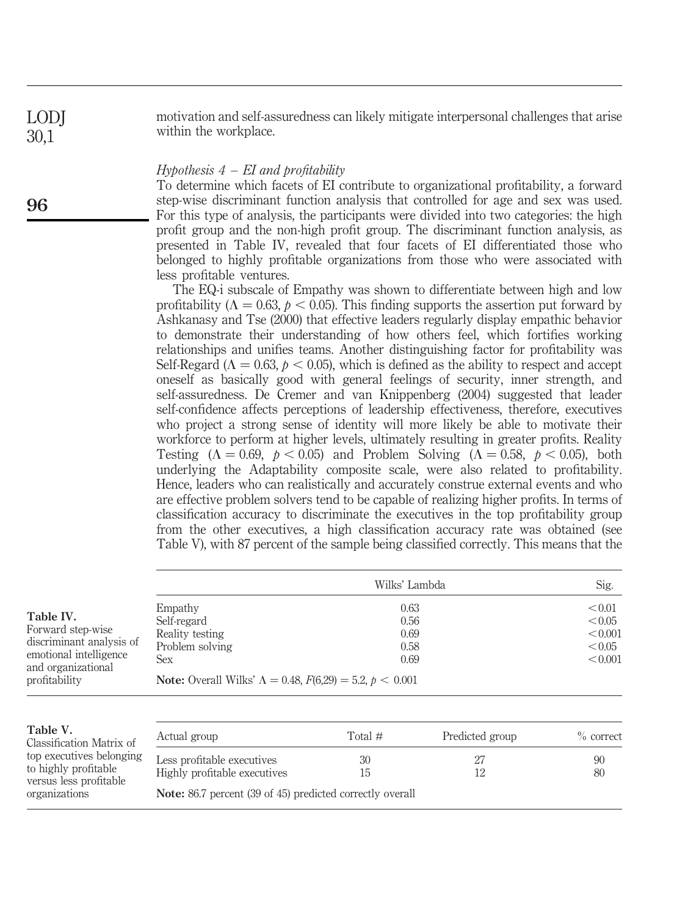motivation and self-assuredness can likely mitigate interpersonal challenges that arise within the workplace.

*Hypothesis 4 – EI and profitability*

To determine which facets of EI contribute to organizational profitability, a forward step-wise discriminant function analysis that controlled for age and sex was used. For this type of analysis, the participants were divided into two categories: the high profit group and the non-high profit group. The discriminant function analysis, as presented in Table IV, revealed that four facets of EI differentiated those who belonged to highly profitable organizations from those who were associated with less profitable ventures.

The EQ-i subscale of Empathy was shown to differentiate between high and low profitability ($\Lambda = 0.63$, $p < 0.05$). This finding supports the assertion put forward by Ashkanasy and Tse (2000) that effective leaders regularly display empathic behavior to demonstrate their understanding of how others feel, which fortifies working relationships and unifies teams. Another distinguishing factor for profitability was Self-Regard ($\Lambda = 0.63$, $p < 0.05$), which is defined as the ability to respect and accept oneself as basically good with general feelings of security, inner strength, and self-assuredness. De Cremer and van Knippenberg (2004) suggested that leader self-confidence affects perceptions of leadership effectiveness, therefore, executives who project a strong sense of identity will more likely be able to motivate their workforce to perform at higher levels, ultimately resulting in greater profits. Reality Testing ($\Lambda = 0.69$, $p < 0.05$) and Problem Solving ($\Lambda = 0.58$, $p < 0.05$), both underlying the Adaptability composite scale, were also related to profitability. Hence, leaders who can realistically and accurately construe external events and who are effective problem solvers tend to be capable of realizing higher profits. In terms of classification accuracy to discriminate the executives in the top profitability group from the other executives, a high classification accuracy rate was obtained (see Table V), with 87 percent of the sample being classified correctly. This means that the

**Table IV.** Forward step-wise discriminant analysis of emotional intelligence and organizational profitability

| | Wilks' Lambda | Sig. |
|---|---|---|
| Empathy | 0.63 | $<0.01$ |
| Self-regard | 0.56 | $<0.05$ |
| Reality testing | 0.69 | $<0.001$ |
| Problem solving | 0.58 | $<0.05$ |
| Sex | 0.69 | $<0.001$ |

**Note:** Overall Wilks' $\Lambda = 0.48$, $F(6,29) = 5.2$, $p < 0.001$

**Table V.** Classification Matrix of top executives belonging to highly profitable versus less profitable organizations

| Actual group | Total # | Predicted group | % correct |
|---|---|---|---|
| Less profitable executives | 30 | 27 | 90 |
| Highly profitable executives | 15 | 12 | 80 |

**Note:** 86.7 percent (39 of 45) predicted correctly overall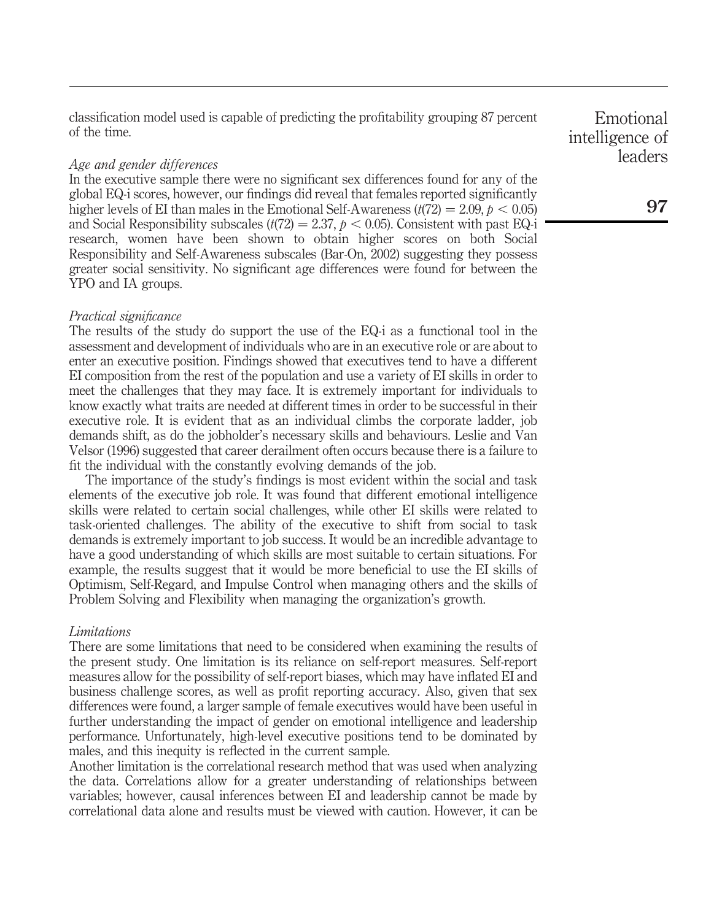classification model used is capable of predicting the profitability grouping 87 percent of the time.

*Age and gender differences*

In the executive sample there were no significant sex differences found for any of the global EQ-i scores, however, our findings did reveal that females reported significantly higher levels of EI than males in the Emotional Self-Awareness ($t(72) = 2.09$, $p < 0.05$) and Social Responsibility subscales ($t(72) = 2.37$, $p < 0.05$). Consistent with past EQ-i research, women have been shown to obtain higher scores on both Social Responsibility and Self-Awareness subscales (Bar-On, 2002) suggesting they possess greater social sensitivity. No significant age differences were found for between the YPO and IA groups.

*Practical significance*

The results of the study do support the use of the EQ-i as a functional tool in the assessment and development of individuals who are in an executive role or are about to enter an executive position. Findings showed that executives tend to have a different EI composition from the rest of the population and use a variety of EI skills in order to meet the challenges that they may face. It is extremely important for individuals to know exactly what traits are needed at different times in order to be successful in their executive role. It is evident that as an individual climbs the corporate ladder, job demands shift, as do the jobholder's necessary skills and behaviours. Leslie and Van Velsor (1996) suggested that career derailment often occurs because there is a failure to fit the individual with the constantly evolving demands of the job.

The importance of the study's findings is most evident within the social and task elements of the executive job role. It was found that different emotional intelligence skills were related to certain social challenges, while other EI skills were related to task-oriented challenges. The ability of the executive to shift from social to task demands is extremely important to job success. It would be an incredible advantage to have a good understanding of which skills are most suitable to certain situations. For example, the results suggest that it would be more beneficial to use the EI skills of Optimism, Self-Regard, and Impulse Control when managing others and the skills of Problem Solving and Flexibility when managing the organization's growth.

*Limitations*

There are some limitations that need to be considered when examining the results of the present study. One limitation is its reliance on self-report measures. Self-report measures allow for the possibility of self-report biases, which may have inflated EI and business challenge scores, as well as profit reporting accuracy. Also, given that sex differences were found, a larger sample of female executives would have been useful in further understanding the impact of gender on emotional intelligence and leadership performance. Unfortunately, high-level executive positions tend to be dominated by males, and this inequity is reflected in the current sample.

Another limitation is the correlational research method that was used when analyzing the data. Correlations allow for a greater understanding of relationships between variables; however, causal inferences between EI and leadership cannot be made by correlational data alone and results must be viewed with caution. However, it can be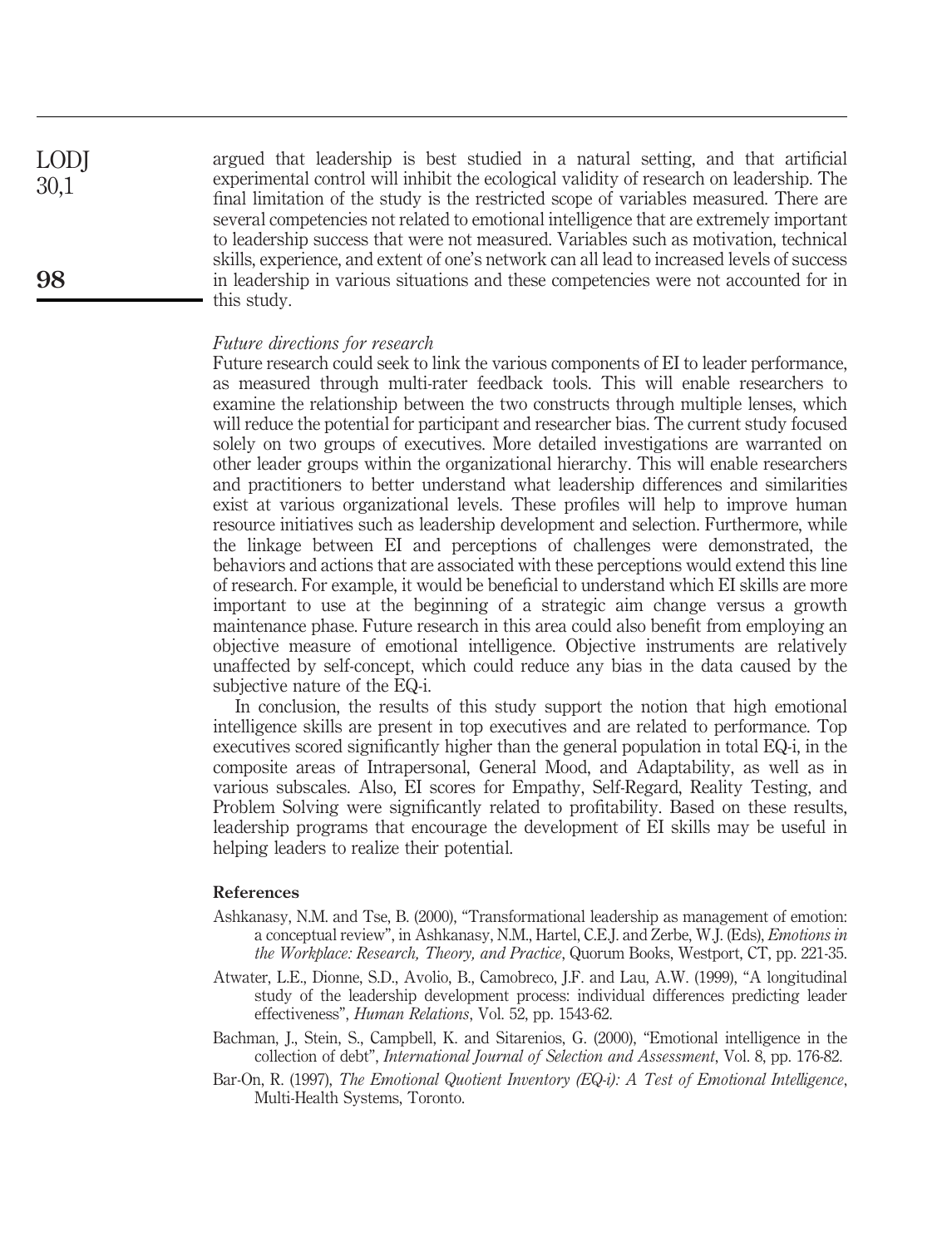argued that leadership is best studied in a natural setting, and that artificial experimental control will inhibit the ecological validity of research on leadership. The final limitation of the study is the restricted scope of variables measured. There are several competencies not related to emotional intelligence that are extremely important to leadership success that were not measured. Variables such as motivation, technical skills, experience, and extent of one's network can all lead to increased levels of success in leadership in various situations and these competencies were not accounted for in this study.

### *Future directions for research*

Future research could seek to link the various components of EI to leader performance, as measured through multi-rater feedback tools. This will enable researchers to examine the relationship between the two constructs through multiple lenses, which will reduce the potential for participant and researcher bias. The current study focused solely on two groups of executives. More detailed investigations are warranted on other leader groups within the organizational hierarchy. This will enable researchers and practitioners to better understand what leadership differences and similarities exist at various organizational levels. These profiles will help to improve human resource initiatives such as leadership development and selection. Furthermore, while the linkage between EI and perceptions of challenges were demonstrated, the behaviors and actions that are associated with these perceptions would extend this line of research. For example, it would be beneficial to understand which EI skills are more important to use at the beginning of a strategic aim change versus a growth maintenance phase. Future research in this area could also benefit from employing an objective measure of emotional intelligence. Objective instruments are relatively unaffected by self-concept, which could reduce any bias in the data caused by the subjective nature of the EQ-i.

In conclusion, the results of this study support the notion that high emotional intelligence skills are present in top executives and are related to performance. Top executives scored significantly higher than the general population in total EQ-i, in the composite areas of Intrapersonal, General Mood, and Adaptability, as well as in various subscales. Also, EI scores for Empathy, Self-Regard, Reality Testing, and Problem Solving were significantly related to profitability. Based on these results, leadership programs that encourage the development of EI skills may be useful in helping leaders to realize their potential.

## References

Ashkanasy, N.M. and Tse, B. (2000), "Transformational leadership as management of emotion: a conceptual review", in Ashkanasy, N.M., Hartel, C.E.J. and Zerbe, W.J. (Eds), *Emotions in the Workplace: Research, Theory, and Practice*, Quorum Books, Westport, CT, pp. 221-35.

Atwater, L.E., Dionne, S.D., Avolio, B., Camobreco, J.F. and Lau, A.W. (1999), "A longitudinal study of the leadership development process: individual differences predicting leader effectiveness", *Human Relations*, Vol. 52, pp. 1543-62.

Bachman, J., Stein, S., Campbell, K. and Sitarenios, G. (2000), "Emotional intelligence in the collection of debt", *International Journal of Selection and Assessment*, Vol. 8, pp. 176-82.

Bar-On, R. (1997), *The Emotional Quotient Inventory (EQ-i): A Test of Emotional Intelligence*, Multi-Health Systems, Toronto.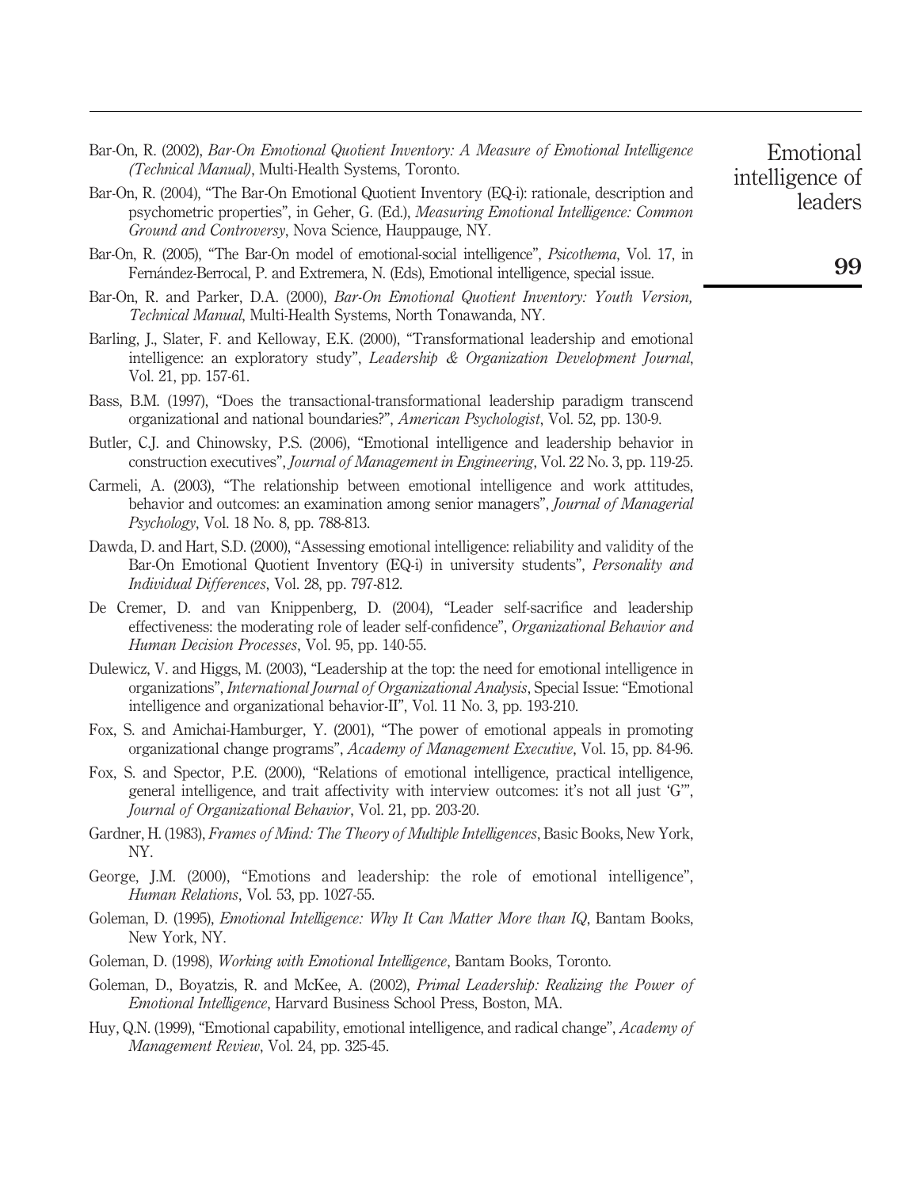Bar-On, R. (2002), *Bar-On Emotional Quotient Inventory: A Measure of Emotional Intelligence (Technical Manual)*, Multi-Health Systems, Toronto.

Bar-On, R. (2004), "The Bar-On Emotional Quotient Inventory (EQ-i): rationale, description and psychometric properties", in Geher, G. (Ed.), *Measuring Emotional Intelligence: Common Ground and Controversy*, Nova Science, Hauppauge, NY.

Bar-On, R. (2005), "The Bar-On model of emotional-social intelligence", *Psicothema*, Vol. 17, in Fernández-Berrocal, P. and Extremera, N. (Eds), Emotional intelligence, special issue.

Bar-On, R. and Parker, D.A. (2000), *Bar-On Emotional Quotient Inventory: Youth Version, Technical Manual*, Multi-Health Systems, North Tonawanda, NY.

Barling, J., Slater, F. and Kelloway, E.K. (2000), "Transformational leadership and emotional intelligence: an exploratory study", *Leadership & Organization Development Journal*, Vol. 21, pp. 157-61.

Bass, B.M. (1997), "Does the transactional-transformational leadership paradigm transcend organizational and national boundaries?", *American Psychologist*, Vol. 52, pp. 130-9.

Butler, C.J. and Chinowsky, P.S. (2006), "Emotional intelligence and leadership behavior in construction executives", *Journal of Management in Engineering*, Vol. 22 No. 3, pp. 119-25.

Carmeli, A. (2003), "The relationship between emotional intelligence and work attitudes, behavior and outcomes: an examination among senior managers", *Journal of Managerial Psychology*, Vol. 18 No. 8, pp. 788-813.

Dawda, D. and Hart, S.D. (2000), "Assessing emotional intelligence: reliability and validity of the Bar-On Emotional Quotient Inventory (EQ-i) in university students", *Personality and Individual Differences*, Vol. 28, pp. 797-812.

De Cremer, D. and van Knippenberg, D. (2004), "Leader self-sacrifice and leadership effectiveness: the moderating role of leader self-confidence", *Organizational Behavior and Human Decision Processes*, Vol. 95, pp. 140-55.

Dulewicz, V. and Higgs, M. (2003), "Leadership at the top: the need for emotional intelligence in organizations", *International Journal of Organizational Analysis*, Special Issue: "Emotional intelligence and organizational behavior-II", Vol. 11 No. 3, pp. 193-210.

Fox, S. and Amichai-Hamburger, Y. (2001), "The power of emotional appeals in promoting organizational change programs", *Academy of Management Executive*, Vol. 15, pp. 84-96.

Fox, S. and Spector, P.E. (2000), "Relations of emotional intelligence, practical intelligence, general intelligence, and trait affectivity with interview outcomes: it's not all just 'G'", *Journal of Organizational Behavior*, Vol. 21, pp. 203-20.

Gardner, H. (1983), *Frames of Mind: The Theory of Multiple Intelligences*, Basic Books, New York, NY.

George, J.M. (2000), "Emotions and leadership: the role of emotional intelligence", *Human Relations*, Vol. 53, pp. 1027-55.

Goleman, D. (1995), *Emotional Intelligence: Why It Can Matter More than IQ*, Bantam Books, New York, NY.

Goleman, D. (1998), *Working with Emotional Intelligence*, Bantam Books, Toronto.

Goleman, D., Boyatzis, R. and McKee, A. (2002), *Primal Leadership: Realizing the Power of Emotional Intelligence*, Harvard Business School Press, Boston, MA.

Huy, Q.N. (1999), "Emotional capability, emotional intelligence, and radical change", *Academy of Management Review*, Vol. 24, pp. 325-45.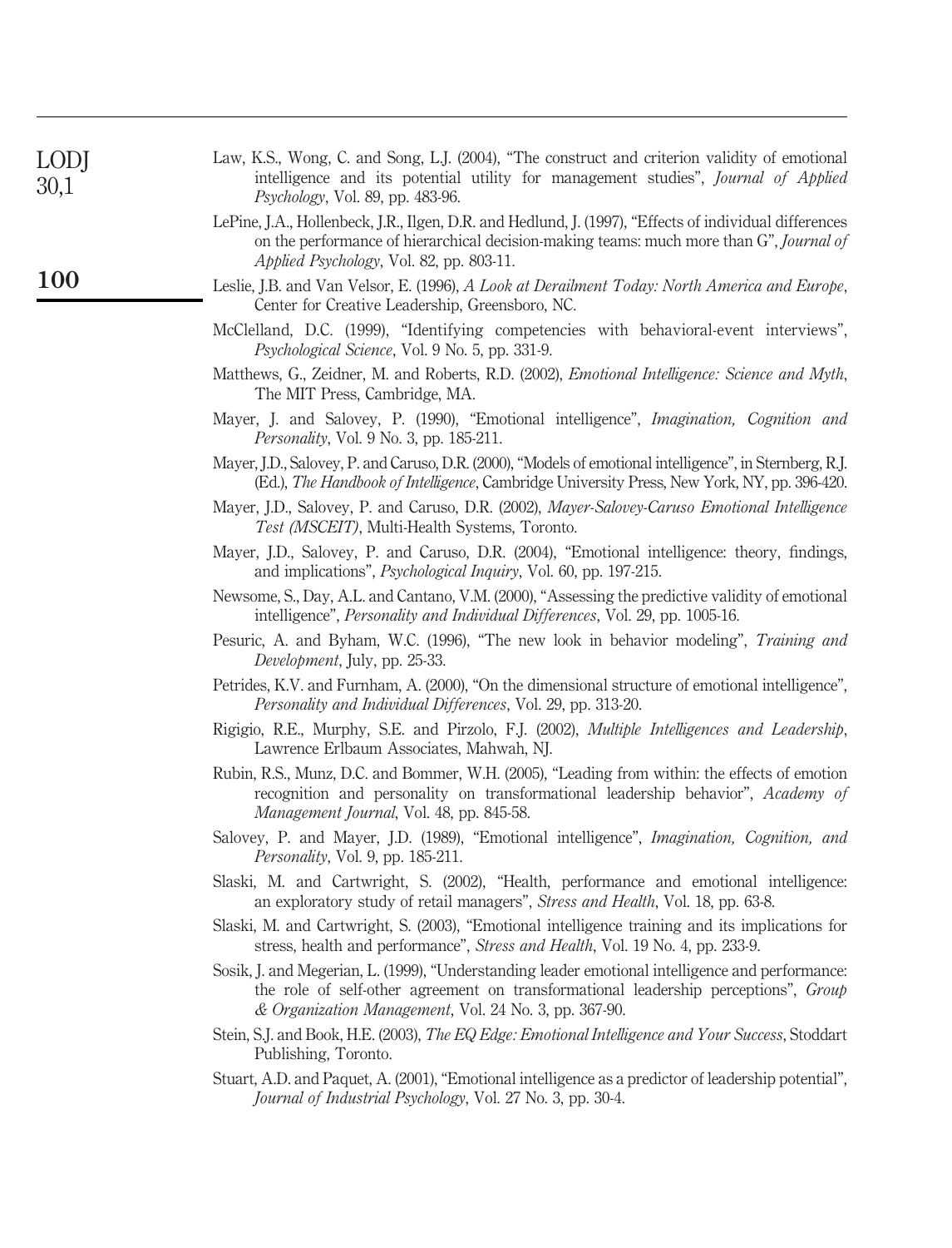Law, K.S., Wong, C. and Song, L.J. (2004), "The construct and criterion validity of emotional intelligence and its potential utility for management studies", *Journal of Applied Psychology*, Vol. 89, pp. 483-96.

LePine, J.A., Hollenbeck, J.R., Ilgen, D.R. and Hedlund, J. (1997), "Effects of individual differences on the performance of hierarchical decision-making teams: much more than G", *Journal of Applied Psychology*, Vol. 82, pp. 803-11.

Leslie, J.B. and Van Velsor, E. (1996), *A Look at Derailment Today: North America and Europe*, Center for Creative Leadership, Greensboro, NC.

McClelland, D.C. (1999), "Identifying competencies with behavioral-event interviews", *Psychological Science*, Vol. 9 No. 5, pp. 331-9.

Matthews, G., Zeidner, M. and Roberts, R.D. (2002), *Emotional Intelligence: Science and Myth*, The MIT Press, Cambridge, MA.

Mayer, J. and Salovey, P. (1990), "Emotional intelligence", *Imagination, Cognition and Personality*, Vol. 9 No. 3, pp. 185-211.

Mayer, J.D., Salovey, P. and Caruso, D.R. (2000), "Models of emotional intelligence", in Sternberg, R.J. (Ed.), *The Handbook of Intelligence*, Cambridge University Press, New York, NY, pp. 396-420.

Mayer, J.D., Salovey, P. and Caruso, D.R. (2002), *Mayer-Salovey-Caruso Emotional Intelligence Test (MSCEIT)*, Multi-Health Systems, Toronto.

Mayer, J.D., Salovey, P. and Caruso, D.R. (2004), "Emotional intelligence: theory, findings, and implications", *Psychological Inquiry*, Vol. 60, pp. 197-215.

Newsome, S., Day, A.L. and Cantano, V.M. (2000), "Assessing the predictive validity of emotional intelligence", *Personality and Individual Differences*, Vol. 29, pp. 1005-16.

Pesuric, A. and Byham, W.C. (1996), "The new look in behavior modeling", *Training and Development*, July, pp. 25-33.

Petrides, K.V. and Furnham, A. (2000), "On the dimensional structure of emotional intelligence", *Personality and Individual Differences*, Vol. 29, pp. 313-20.

Rigigio, R.E., Murphy, S.E. and Pirzolo, F.J. (2002), *Multiple Intelligences and Leadership*, Lawrence Erlbaum Associates, Mahwah, NJ.

Rubin, R.S., Munz, D.C. and Bommer, W.H. (2005), "Leading from within: the effects of emotion recognition and personality on transformational leadership behavior", *Academy of Management Journal*, Vol. 48, pp. 845-58.

Salovey, P. and Mayer, J.D. (1989), "Emotional intelligence", *Imagination, Cognition, and Personality*, Vol. 9, pp. 185-211.

Slaski, M. and Cartwright, S. (2002), "Health, performance and emotional intelligence: an exploratory study of retail managers", *Stress and Health*, Vol. 18, pp. 63-8.

Slaski, M. and Cartwright, S. (2003), "Emotional intelligence training and its implications for stress, health and performance", *Stress and Health*, Vol. 19 No. 4, pp. 233-9.

Sosik, J. and Megerian, L. (1999), "Understanding leader emotional intelligence and performance: the role of self-other agreement on transformational leadership perceptions", *Group & Organization Management*, Vol. 24 No. 3, pp. 367-90.

Stein, S.J. and Book, H.E. (2003), *The EQ Edge: Emotional Intelligence and Your Success*, Stoddart Publishing, Toronto.

Stuart, A.D. and Paquet, A. (2001), "Emotional intelligence as a predictor of leadership potential", *Journal of Industrial Psychology*, Vol. 27 No. 3, pp. 30-4.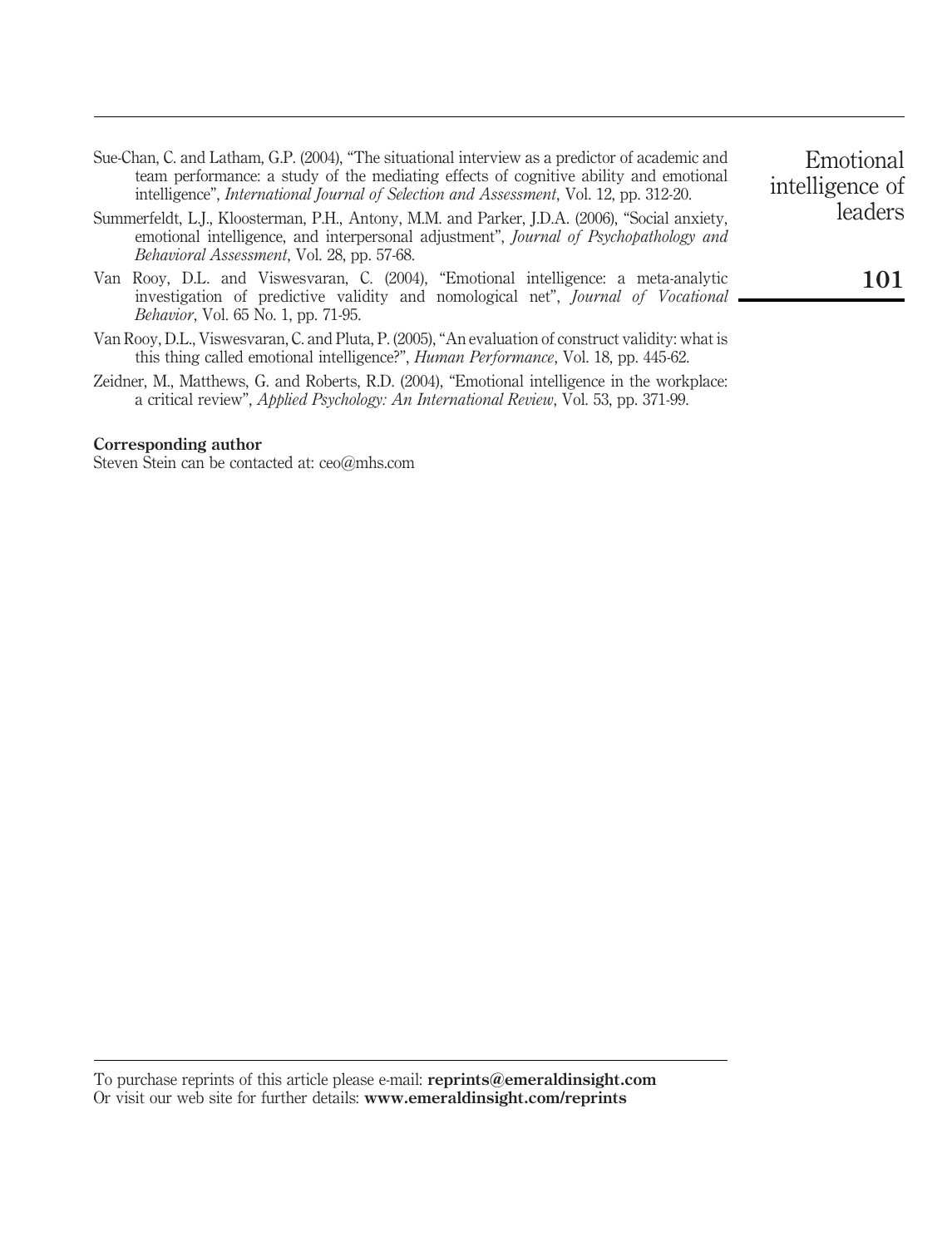Sue-Chan, C. and Latham, G.P. (2004), "The situational interview as a predictor of academic and team performance: a study of the mediating effects of cognitive ability and emotional intelligence", *International Journal of Selection and Assessment*, Vol. 12, pp. 312-20.

Summerfeldt, L.J., Kloosterman, P.H., Antony, M.M. and Parker, J.D.A. (2006), "Social anxiety, emotional intelligence, and interpersonal adjustment", *Journal of Psychopathology and Behavioral Assessment*, Vol. 28, pp. 57-68.

Van Rooy, D.L. and Viswesvaran, C. (2004), "Emotional intelligence: a meta-analytic investigation of predictive validity and nomological net", *Journal of Vocational Behavior*, Vol. 65 No. 1, pp. 71-95.

Van Rooy, D.L., Viswesvaran, C. and Pluta, P. (2005), "An evaluation of construct validity: what is this thing called emotional intelligence?", *Human Performance*, Vol. 18, pp. 445-62.

Zeidner, M., Matthews, G. and Roberts, R.D. (2004), "Emotional intelligence in the workplace: a critical review", *Applied Psychology: An International Review*, Vol. 53, pp. 371-99.

**Corresponding author**

Steven Stein can be contacted at: ceo@mhs.com

To purchase reprints of this article please e-mail: **reprints@emeraldinsight.com**
Or visit our web site for further details: **www.emeraldinsight.com/reprints**